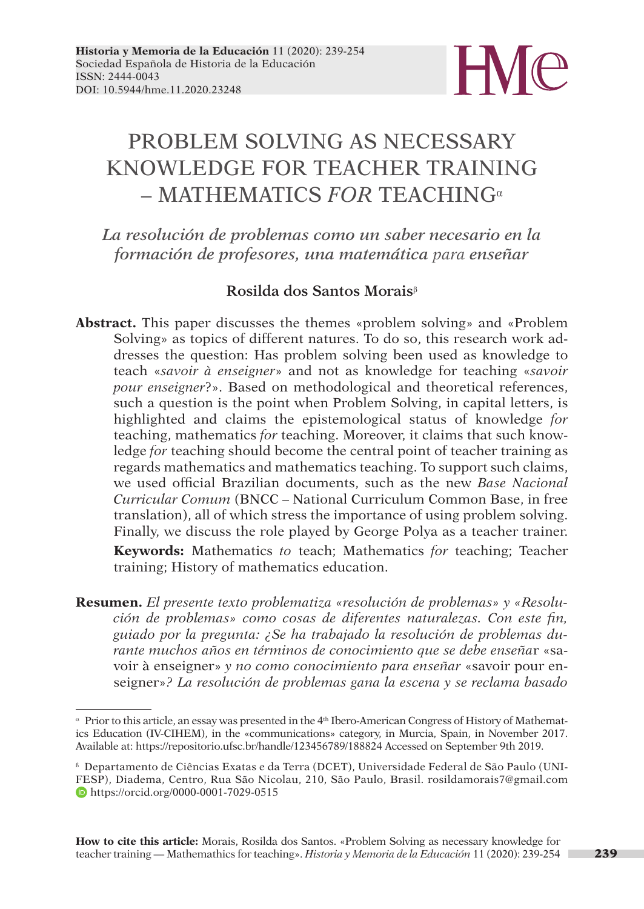# PROBLEM SOLVING AS NECESSARY KNOWLEDGE FOR TEACHER TRAINING – MATHEMATICS *FOR* TEACHING[α]

## *La resolución de problemas como un saber necesario en la formación de profesores, una matemática* para *enseñar*

**Rosilda dos Santos Morais**[β]

**Abstract.** This paper discusses the themes «problem solving» and «Problem Solving» as topics of different natures. To do so, this research work addresses the question: Has problem solving been used as knowledge to teach «*savoir à enseigner*» and not as knowledge for teaching «*savoir pour enseigner*?». Based on methodological and theoretical references, such a question is the point when Problem Solving, in capital letters, is highlighted and claims the epistemological status of knowledge *for* teaching, mathematics *for* teaching. Moreover, it claims that such knowledge *for* teaching should become the central point of teacher training as regards mathematics and mathematics teaching. To support such claims, we used official Brazilian documents, such as the new *Base Nacional Curricular Comum* (BNCC – National Curriculum Common Base, in free translation), all of which stress the importance of using problem solving. Finally, we discuss the role played by George Polya as a teacher trainer.

**Keywords:** Mathematics *to* teach; Mathematics *for* teaching; Teacher training; History of mathematics education.

**Resumen.** *El presente texto problematiza «resolución de problemas» y «Resolución de problemas» como cosas de diferentes naturalezas. Con este fin, guiado por la pregunta: ¿Se ha trabajado la resolución de problemas durante muchos años en términos de conocimiento que se debe enseñar* «savoir à enseigner» *y no como conocimiento para enseñar* «savoir pour enseigner»*? La resolución de problemas gana la escena y se reclama basado*

---

[α] Prior to this article, an essay was presented in the 4th Ibero-American Congress of History of Mathematics Education (IV-CIHEM), in the «communications» category, in Murcia, Spain, in November 2017. Available at: https://repositorio.ufsc.br/handle/123456789/188824 Accessed on September 9th 2019.

[β] Departamento de Ciências Exatas e da Terra (DCET), Universidade Federal de São Paulo (UNIFESP), Diadema, Centro, Rua São Nicolau, 210, São Paulo, Brasil. rosildamorais7@gmail.com https://orcid.org/0000-0001-7029-0515

**How to cite this article:** Morais, Rosilda dos Santos. «Problem Solving as necessary knowledge for teacher training — Mathemathics for teaching». *Historia y Memoria de la Educación* 11 (2020): 239-254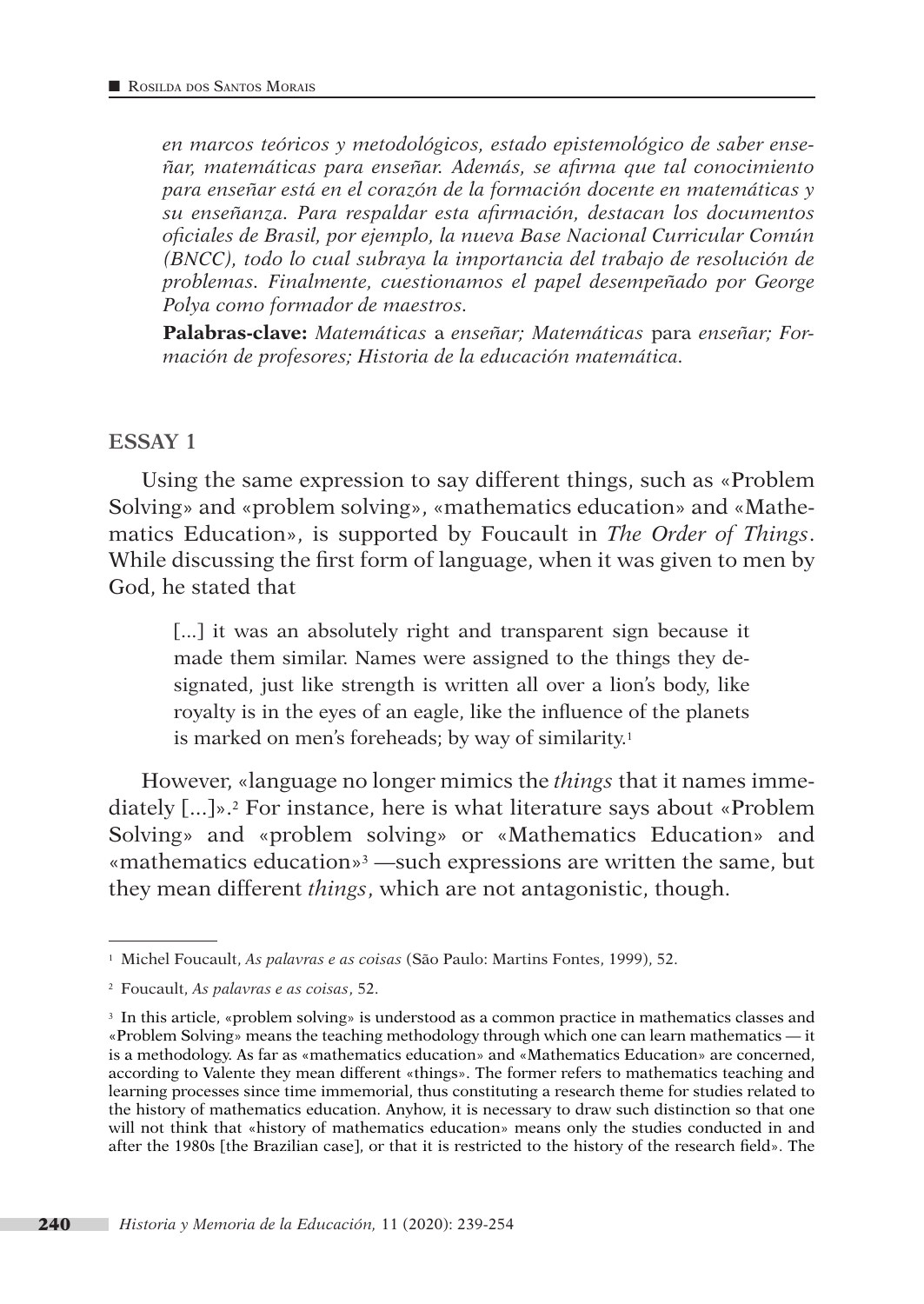*en marcos teóricos y metodológicos, estado epistemológico de saber enseñar, matemáticas para enseñar. Además, se afirma que tal conocimiento para enseñar está en el corazón de la formación docente en matemáticas y su enseñanza. Para respaldar esta afirmación, destacan los documentos oficiales de Brasil, por ejemplo, la nueva Base Nacional Curricular Común (BNCC), todo lo cual subraya la importancia del trabajo de resolución de problemas. Finalmente, cuestionamos el papel desempeñado por George Polya como formador de maestros.*

**Palabras-clave:** *Matemáticas* a *enseñar; Matemáticas* para *enseñar; Formación de profesores; Historia de la educación matemática.*

## ESSAY 1

Using the same expression to say different things, such as «Problem Solving» and «problem solving», «mathematics education» and «Mathematics Education», is supported by Foucault in *The Order of Things*. While discussing the first form of language, when it was given to men by God, he stated that

> [...] it was an absolutely right and transparent sign because it made them similar. Names were assigned to the things they designated, just like strength is written all over a lion's body, like royalty is in the eyes of an eagle, like the influence of the planets is marked on men's foreheads; by way of similarity.[1]

However, «language no longer mimics the *things* that it names immediately [...]».[2] For instance, here is what literature says about «Problem Solving» and «problem solving» or «Mathematics Education» and «mathematics education»[3] —such expressions are written the same, but they mean different *things*, which are not antagonistic, though.

---

[1] Michel Foucault, *As palavras e as coisas* (São Paulo: Martins Fontes, 1999), 52.

[2] Foucault, *As palavras e as coisas*, 52.

[3] In this article, «problem solving» is understood as a common practice in mathematics classes and «Problem Solving» means the teaching methodology through which one can learn mathematics — it is a methodology. As far as «mathematics education» and «Mathematics Education» are concerned, according to Valente they mean different «things». The former refers to mathematics teaching and learning processes since time immemorial, thus constituting a research theme for studies related to the history of mathematics education. Anyhow, it is necessary to draw such distinction so that one will not think that «history of mathematics education» means only the studies conducted in and after the 1980s [the Brazilian case], or that it is restricted to the history of the research field». The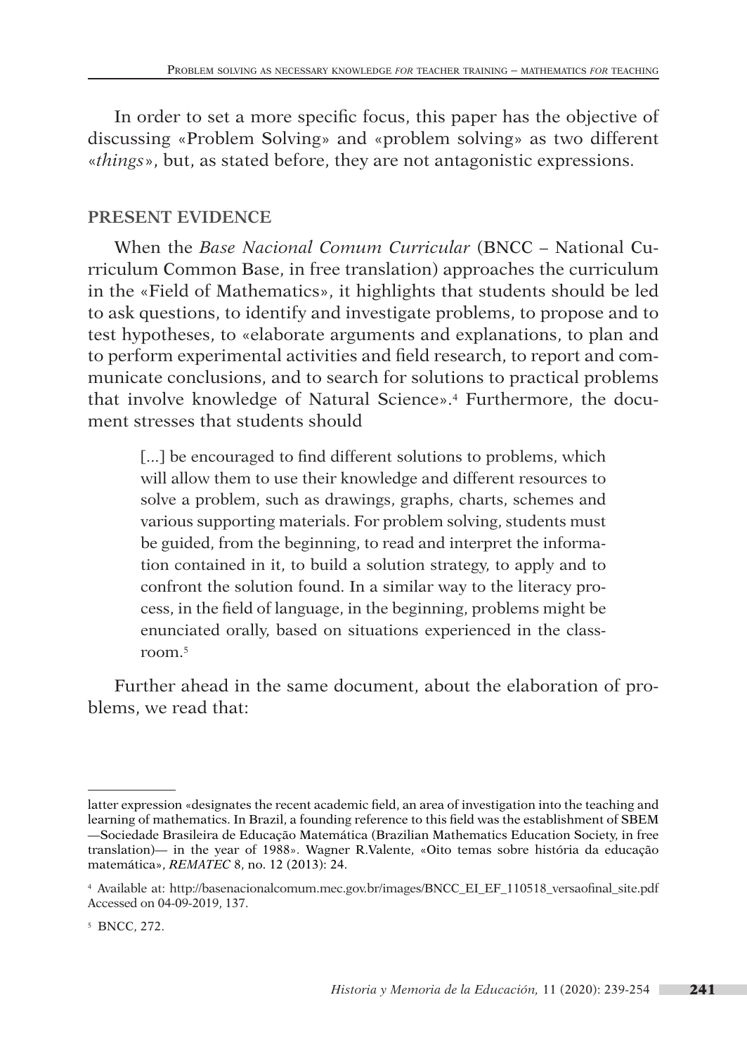In order to set a more specific focus, this paper has the objective of discussing «Problem Solving» and «problem solving» as two different «*things*», but, as stated before, they are not antagonistic expressions.

## PRESENT EVIDENCE

When the *Base Nacional Comum Curricular* (BNCC – National Curriculum Common Base, in free translation) approaches the curriculum in the «Field of Mathematics», it highlights that students should be led to ask questions, to identify and investigate problems, to propose and to test hypotheses, to «elaborate arguments and explanations, to plan and to perform experimental activities and field research, to report and communicate conclusions, and to search for solutions to practical problems that involve knowledge of Natural Science».[4] Furthermore, the document stresses that students should

> [...] be encouraged to find different solutions to problems, which will allow them to use their knowledge and different resources to solve a problem, such as drawings, graphs, charts, schemes and various supporting materials. For problem solving, students must be guided, from the beginning, to read and interpret the information contained in it, to build a solution strategy, to apply and to confront the solution found. In a similar way to the literacy process, in the field of language, in the beginning, problems might be enunciated orally, based on situations experienced in the classroom.[5]

Further ahead in the same document, about the elaboration of problems, we read that:

---

latter expression «designates the recent academic field, an area of investigation into the teaching and learning of mathematics. In Brazil, a founding reference to this field was the establishment of SBEM —Sociedade Brasileira de Educação Matemática (Brazilian Mathematics Education Society, in free translation)— in the year of 1988». Wagner R.Valente, «Oito temas sobre história da educação matemática», *REMATEC* 8, no. 12 (2013): 24.

[4] Available at: http://basenacionalcomum.mec.gov.br/images/BNCC_EI_EF_110518_versaofinal_site.pdf Accessed on 04-09-2019, 137.

[5] BNCC, 272.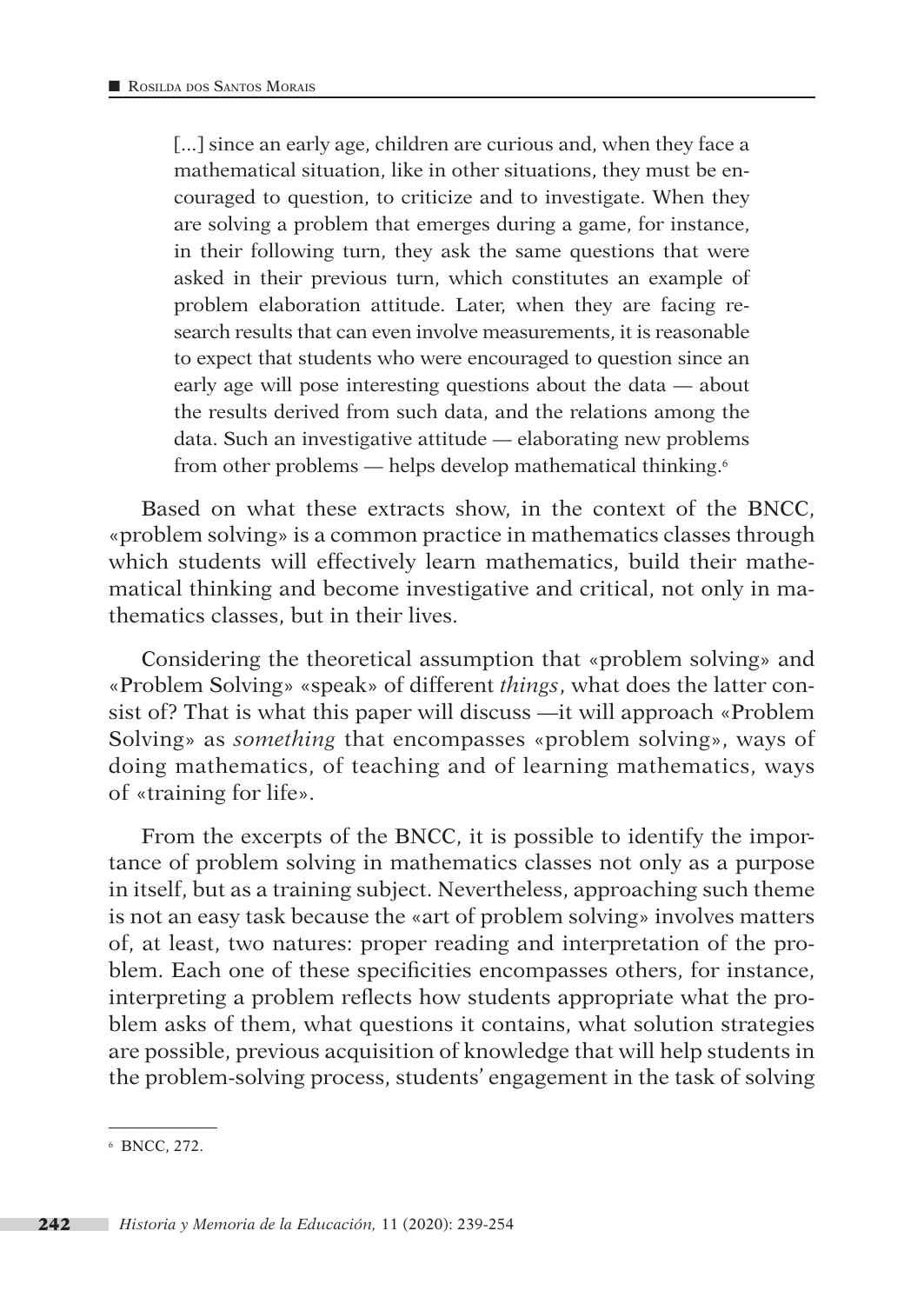> [...] since an early age, children are curious and, when they face a mathematical situation, like in other situations, they must be encouraged to question, to criticize and to investigate. When they are solving a problem that emerges during a game, for instance, in their following turn, they ask the same questions that were asked in their previous turn, which constitutes an example of problem elaboration attitude. Later, when they are facing research results that can even involve measurements, it is reasonable to expect that students who were encouraged to question since an early age will pose interesting questions about the data — about the results derived from such data, and the relations among the data. Such an investigative attitude — elaborating new problems from other problems — helps develop mathematical thinking.[6]

Based on what these extracts show, in the context of the BNCC, «problem solving» is a common practice in mathematics classes through which students will effectively learn mathematics, build their mathematical thinking and become investigative and critical, not only in mathematics classes, but in their lives.

Considering the theoretical assumption that «problem solving» and «Problem Solving» «speak» of different *things*, what does the latter consist of? That is what this paper will discuss —it will approach «Problem Solving» as *something* that encompasses «problem solving», ways of doing mathematics, of teaching and of learning mathematics, ways of «training for life».

From the excerpts of the BNCC, it is possible to identify the importance of problem solving in mathematics classes not only as a purpose in itself, but as a training subject. Nevertheless, approaching such theme is not an easy task because the «art of problem solving» involves matters of, at least, two natures: proper reading and interpretation of the problem. Each one of these specificities encompasses others, for instance, interpreting a problem reflects how students appropriate what the problem asks of them, what questions it contains, what solution strategies are possible, previous acquisition of knowledge that will help students in the problem-solving process, students' engagement in the task of solving

---

[6] BNCC, 272.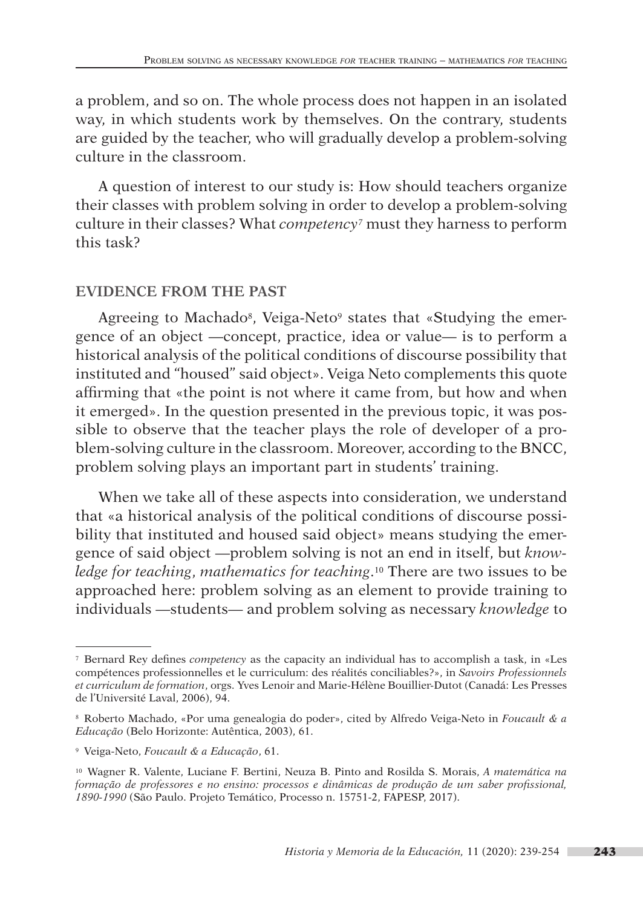a problem, and so on. The whole process does not happen in an isolated way, in which students work by themselves. On the contrary, students are guided by the teacher, who will gradually develop a problem-solving culture in the classroom.

A question of interest to our study is: How should teachers organize their classes with problem solving in order to develop a problem-solving culture in their classes? What *competency*[7] must they harness to perform this task?

## EVIDENCE FROM THE PAST

Agreeing to Machado[8], Veiga-Neto[9] states that «Studying the emergence of an object —concept, practice, idea or value— is to perform a historical analysis of the political conditions of discourse possibility that instituted and "housed" said object». Veiga Neto complements this quote affirming that «the point is not where it came from, but how and when it emerged». In the question presented in the previous topic, it was possible to observe that the teacher plays the role of developer of a problem-solving culture in the classroom. Moreover, according to the BNCC, problem solving plays an important part in students' training.

When we take all of these aspects into consideration, we understand that «a historical analysis of the political conditions of discourse possibility that instituted and housed said object» means studying the emergence of said object —problem solving is not an end in itself, but *knowledge for teaching*, *mathematics for teaching*.[10] There are two issues to be approached here: problem solving as an element to provide training to individuals —students— and problem solving as necessary *knowledge* to

---

[7] Bernard Rey defines *competency* as the capacity an individual has to accomplish a task, in «Les compétences professionnelles et le curriculum: des réalités conciliables?», in *Savoirs Professionnels et curriculum de formation*, orgs. Yves Lenoir and Marie-Hélène Bouillier-Dutot (Canadá: Les Presses de l'Université Laval, 2006), 94.

[8] Roberto Machado, «Por uma genealogia do poder», cited by Alfredo Veiga-Neto in *Foucault & a Educação* (Belo Horizonte: Autêntica, 2003), 61.

[9] Veiga-Neto, *Foucault & a Educação*, 61.

[10] Wagner R. Valente, Luciane F. Bertini, Neuza B. Pinto and Rosilda S. Morais, *A matemática na formação de professores e no ensino: processos e dinâmicas de produção de um saber profissional, 1890-1990* (São Paulo. Projeto Temático, Processo n. 15751-2, FAPESP, 2017).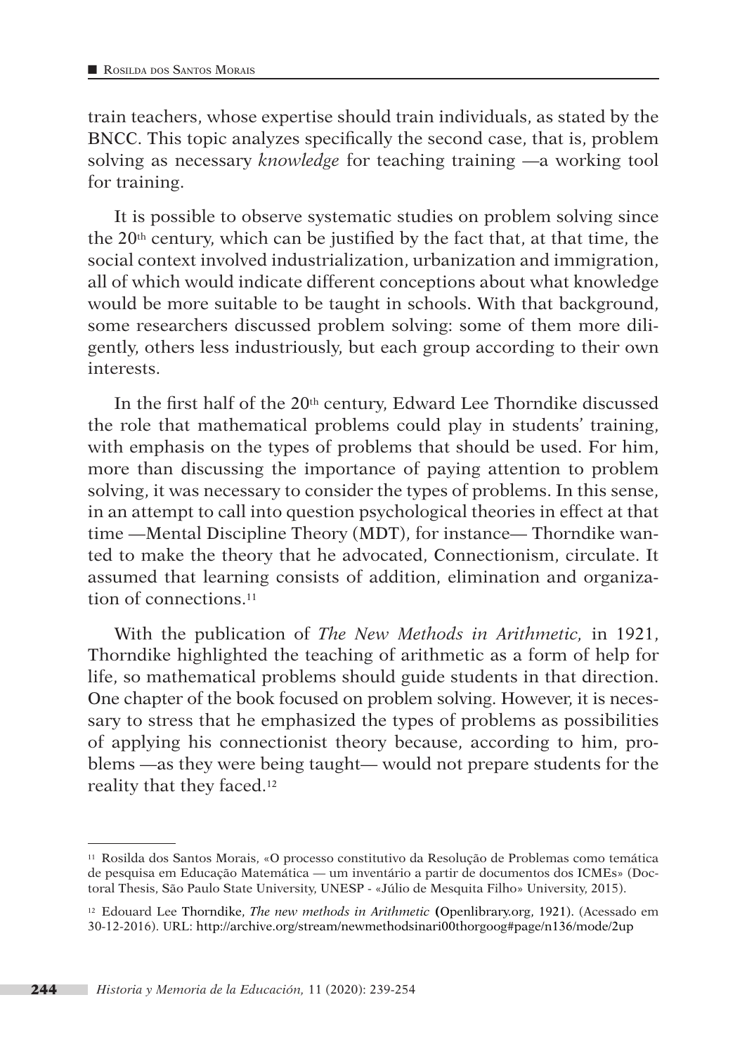train teachers, whose expertise should train individuals, as stated by the BNCC. This topic analyzes specifically the second case, that is, problem solving as necessary *knowledge* for teaching training —a working tool for training.

It is possible to observe systematic studies on problem solving since the 20th century, which can be justified by the fact that, at that time, the social context involved industrialization, urbanization and immigration, all of which would indicate different conceptions about what knowledge would be more suitable to be taught in schools. With that background, some researchers discussed problem solving: some of them more diligently, others less industriously, but each group according to their own interests.

In the first half of the 20th century, Edward Lee Thorndike discussed the role that mathematical problems could play in students' training, with emphasis on the types of problems that should be used. For him, more than discussing the importance of paying attention to problem solving, it was necessary to consider the types of problems. In this sense, in an attempt to call into question psychological theories in effect at that time —Mental Discipline Theory (MDT), for instance— Thorndike wanted to make the theory that he advocated, Connectionism, circulate. It assumed that learning consists of addition, elimination and organization of connections.[11]

With the publication of *The New Methods in Arithmetic*, in 1921, Thorndike highlighted the teaching of arithmetic as a form of help for life, so mathematical problems should guide students in that direction. One chapter of the book focused on problem solving. However, it is necessary to stress that he emphasized the types of problems as possibilities of applying his connectionist theory because, according to him, problems —as they were being taught— would not prepare students for the reality that they faced.[12]

---

[11] Rosilda dos Santos Morais, «O processo constitutivo da Resolução de Problemas como temática de pesquisa em Educação Matemática — um inventário a partir de documentos dos ICMEs» (Doctoral Thesis, São Paulo State University, UNESP - «Júlio de Mesquita Filho» University, 2015).

[12] Edouard Lee Thorndike, *The new methods in Arithmetic* (Openlibrary.org, 1921). (Acessado em 30-12-2016). URL: http://archive.org/stream/newmethodsinari00thorgoog#page/n136/mode/2up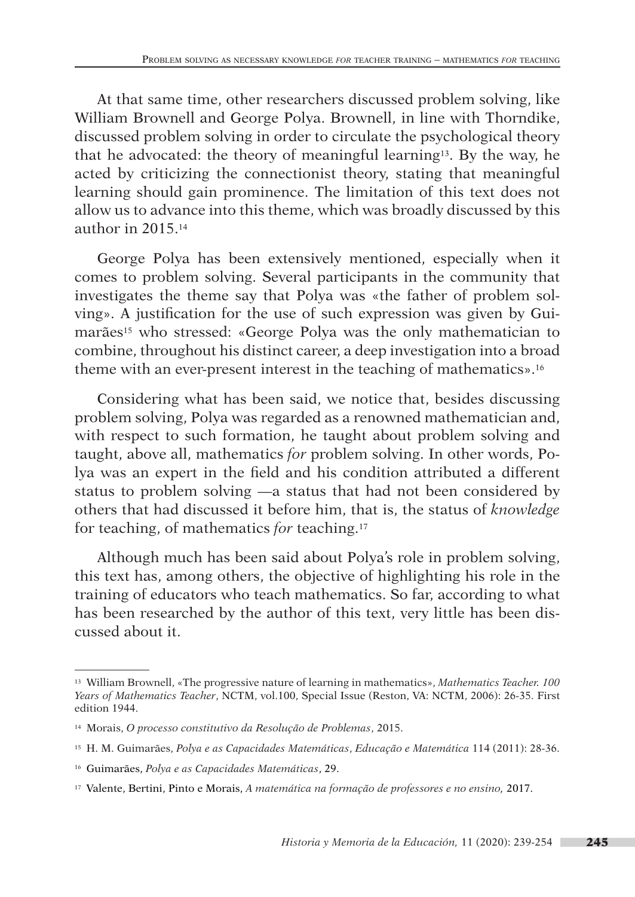At that same time, other researchers discussed problem solving, like William Brownell and George Polya. Brownell, in line with Thorndike, discussed problem solving in order to circulate the psychological theory that he advocated: the theory of meaningful learning[13]. By the way, he acted by criticizing the connectionist theory, stating that meaningful learning should gain prominence. The limitation of this text does not allow us to advance into this theme, which was broadly discussed by this author in 2015.[14]

George Polya has been extensively mentioned, especially when it comes to problem solving. Several participants in the community that investigates the theme say that Polya was «the father of problem solving». A justification for the use of such expression was given by Guimarães[15] who stressed: «George Polya was the only mathematician to combine, throughout his distinct career, a deep investigation into a broad theme with an ever-present interest in the teaching of mathematics».[16]

Considering what has been said, we notice that, besides discussing problem solving, Polya was regarded as a renowned mathematician and, with respect to such formation, he taught about problem solving and taught, above all, mathematics *for* problem solving. In other words, Polya was an expert in the field and his condition attributed a different status to problem solving —a status that had not been considered by others that had discussed it before him, that is, the status of *knowledge* for teaching, of mathematics *for* teaching.[17]

Although much has been said about Polya's role in problem solving, this text has, among others, the objective of highlighting his role in the training of educators who teach mathematics. So far, according to what has been researched by the author of this text, very little has been discussed about it.

---

[13] William Brownell, «The progressive nature of learning in mathematics», *Mathematics Teacher. 100 Years of Mathematics Teacher*, NCTM, vol.100, Special Issue (Reston, VA: NCTM, 2006): 26-35. First edition 1944.

[14] Morais, *O processo constitutivo da Resolução de Problemas*, 2015.

[15] H. M. Guimarães, *Polya e as Capacidades Matemáticas*, *Educação e Matemática* 114 (2011): 28-36.

[16] Guimarães, *Polya e as Capacidades Matemáticas*, 29.

[17] Valente, Bertini, Pinto e Morais, *A matemática na formação de professores e no ensino*, 2017.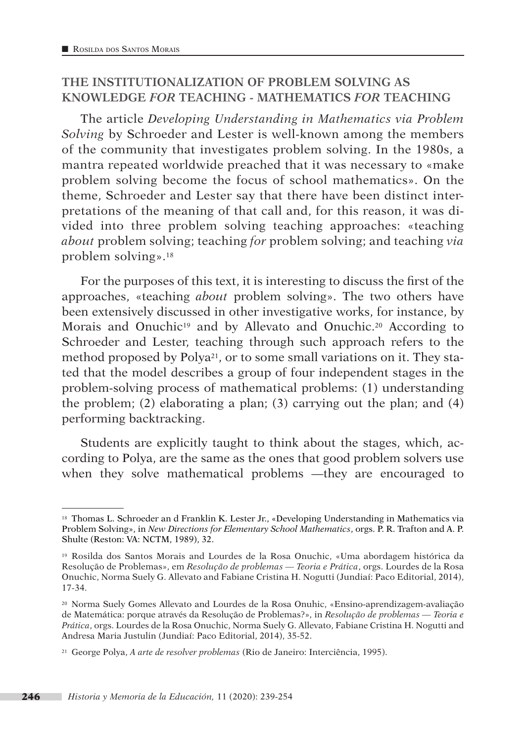## THE INSTITUTIONALIZATION OF PROBLEM SOLVING AS KNOWLEDGE *FOR* TEACHING - MATHEMATICS *FOR* TEACHING

The article *Developing Understanding in Mathematics via Problem Solving* by Schroeder and Lester is well-known among the members of the community that investigates problem solving. In the 1980s, a mantra repeated worldwide preached that it was necessary to «make problem solving become the focus of school mathematics». On the theme, Schroeder and Lester say that there have been distinct interpretations of the meaning of that call and, for this reason, it was divided into three problem solving teaching approaches: «teaching *about* problem solving; teaching *for* problem solving; and teaching *via* problem solving».[18]

For the purposes of this text, it is interesting to discuss the first of the approaches, «teaching *about* problem solving». The two others have been extensively discussed in other investigative works, for instance, by Morais and Onuchic[19] and by Allevato and Onuchic.[20] According to Schroeder and Lester, teaching through such approach refers to the method proposed by Polya[21], or to some small variations on it. They stated that the model describes a group of four independent stages in the problem-solving process of mathematical problems: (1) understanding the problem; (2) elaborating a plan; (3) carrying out the plan; and (4) performing backtracking.

Students are explicitly taught to think about the stages, which, according to Polya, are the same as the ones that good problem solvers use when they solve mathematical problems —they are encouraged to

---

[18] Thomas L. Schroeder an d Franklin K. Lester Jr., «Developing Understanding in Mathematics via Problem Solving», in *New Directions for Elementary School Mathematics*, orgs. P. R. Trafton and A. P. Shulte (Reston: VA: NCTM, 1989), 32.

[19] Rosilda dos Santos Morais and Lourdes de la Rosa Onuchic, «Uma abordagem histórica da Resolução de Problemas», em *Resolução de problemas — Teoria e Prática*, orgs. Lourdes de la Rosa Onuchic, Norma Suely G. Allevato and Fabiane Cristina H. Nogutti (Jundiaí: Paco Editorial, 2014), 17-34.

[20] Norma Suely Gomes Allevato and Lourdes de la Rosa Onuhic, «Ensino-aprendizagem-avaliação de Matemática: porque através da Resolução de Problemas?», in *Resolução de problemas — Teoria e Prática*, orgs. Lourdes de la Rosa Onuchic, Norma Suely G. Allevato, Fabiane Cristina H. Nogutti and Andresa Maria Justulin (Jundiaí: Paco Editorial, 2014), 35-52.

[21] George Polya, *A arte de resolver problemas* (Rio de Janeiro: Interciência, 1995).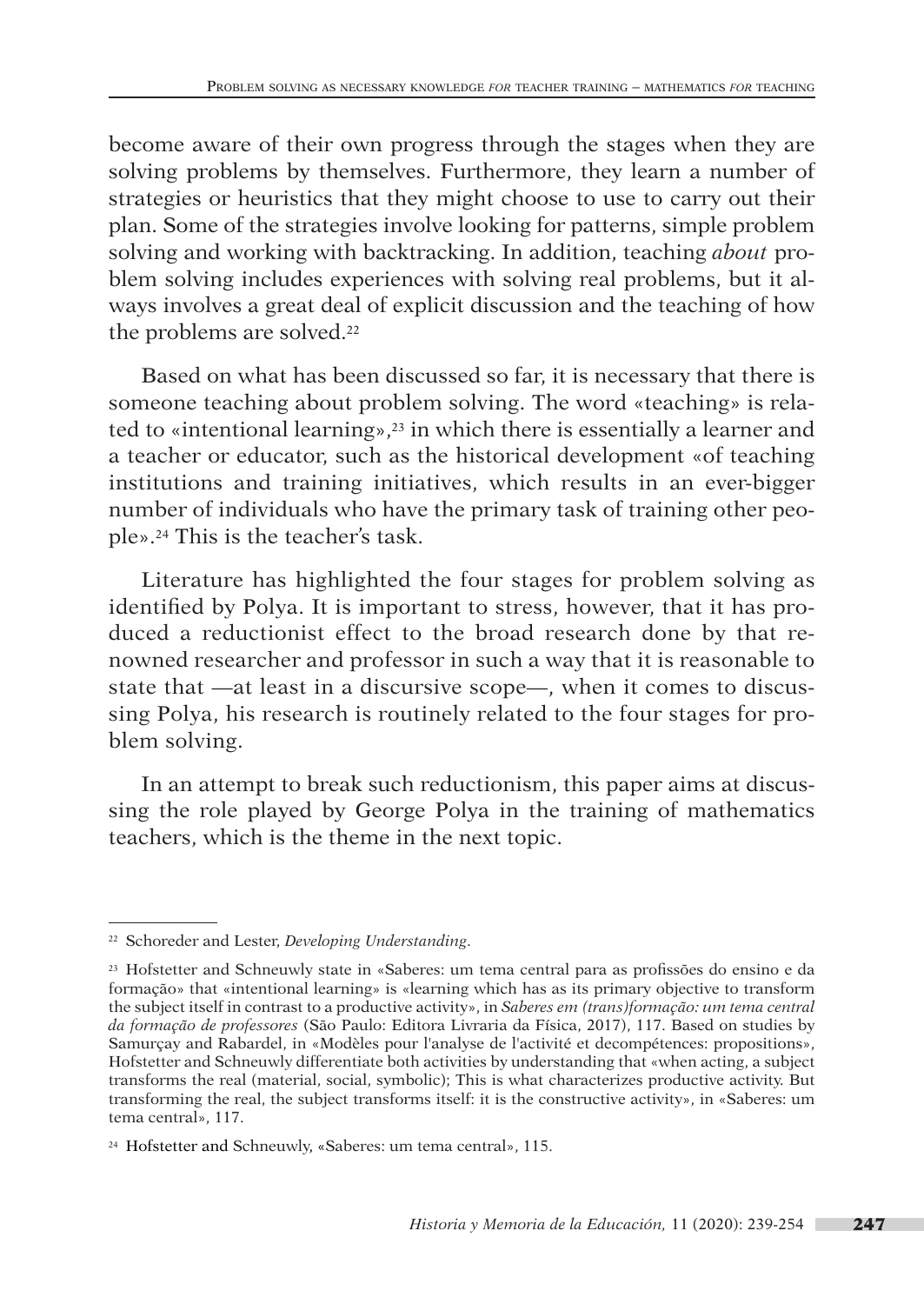become aware of their own progress through the stages when they are solving problems by themselves. Furthermore, they learn a number of strategies or heuristics that they might choose to use to carry out their plan. Some of the strategies involve looking for patterns, simple problem solving and working with backtracking. In addition, teaching *about* problem solving includes experiences with solving real problems, but it always involves a great deal of explicit discussion and the teaching of how the problems are solved.[22]

Based on what has been discussed so far, it is necessary that there is someone teaching about problem solving. The word «teaching» is related to «intentional learning»,[23] in which there is essentially a learner and a teacher or educator, such as the historical development «of teaching institutions and training initiatives, which results in an ever-bigger number of individuals who have the primary task of training other people».[24] This is the teacher's task.

Literature has highlighted the four stages for problem solving as identified by Polya. It is important to stress, however, that it has produced a reductionist effect to the broad research done by that renowned researcher and professor in such a way that it is reasonable to state that —at least in a discursive scope—, when it comes to discussing Polya, his research is routinely related to the four stages for problem solving.

In an attempt to break such reductionism, this paper aims at discussing the role played by George Polya in the training of mathematics teachers, which is the theme in the next topic.

---

[22] Schoreder and Lester, *Developing Understanding*.

[23] Hofstetter and Schneuwly state in «Saberes: um tema central para as profissões do ensino e da formação» that «intentional learning» is «learning which has as its primary objective to transform the subject itself in contrast to a productive activity», in *Saberes em (trans)formação: um tema central da formação de professores* (São Paulo: Editora Livraria da Física, 2017), 117. Based on studies by Samurçay and Rabardel, in «Modèles pour l'analyse de l'activité et decompétences: propositions», Hofstetter and Schneuwly differentiate both activities by understanding that «when acting, a subject transforms the real (material, social, symbolic); This is what characterizes productive activity. But transforming the real, the subject transforms itself: it is the constructive activity», in «Saberes: um tema central», 117.

[24] Hofstetter and Schneuwly, «Saberes: um tema central», 115.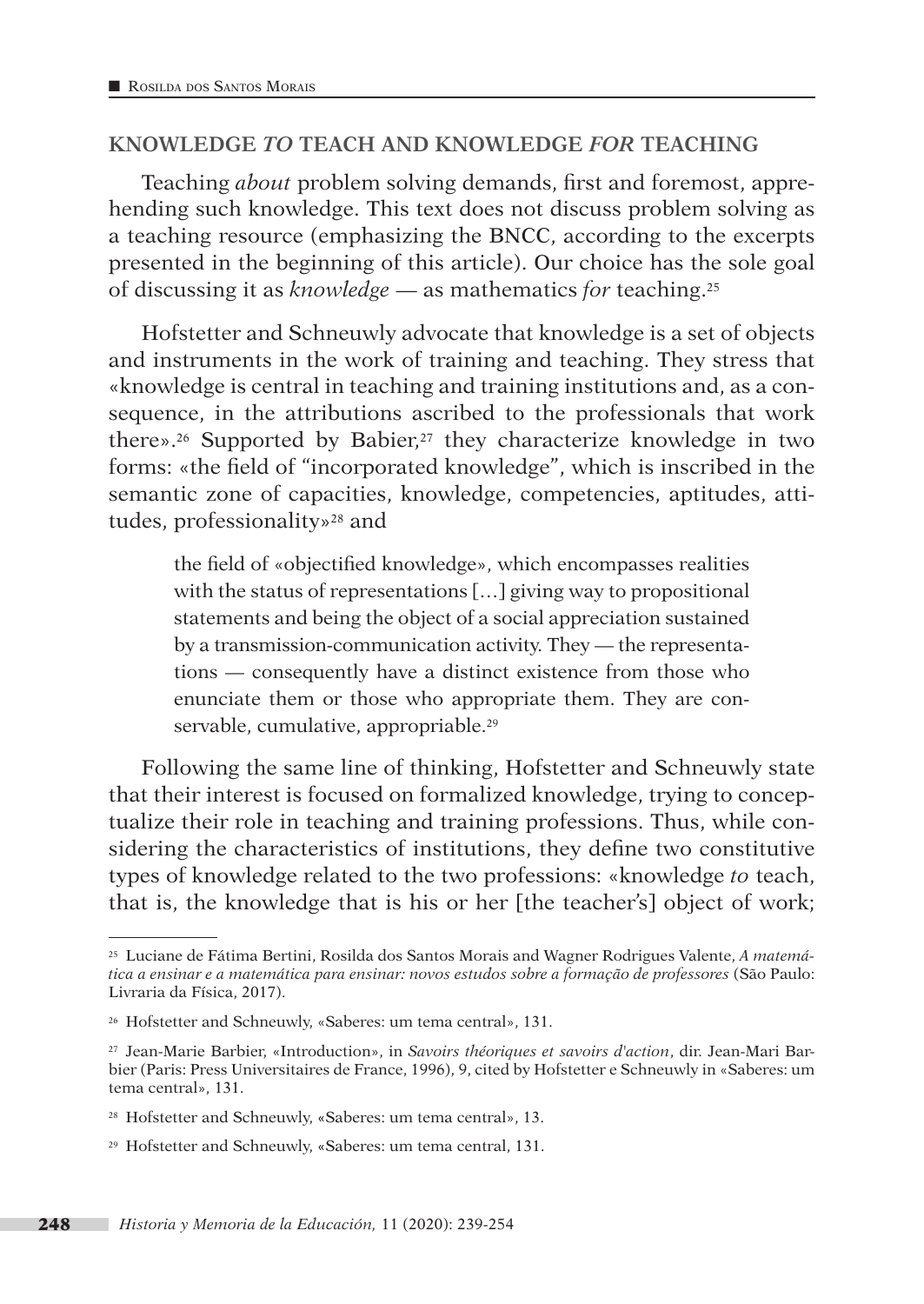## KNOWLEDGE *TO* TEACH AND KNOWLEDGE *FOR* TEACHING

Teaching *about* problem solving demands, first and foremost, apprehending such knowledge. This text does not discuss problem solving as a teaching resource (emphasizing the BNCC, according to the excerpts presented in the beginning of this article). Our choice has the sole goal of discussing it as *knowledge* — as mathematics *for* teaching.[25]

Hofstetter and Schneuwly advocate that knowledge is a set of objects and instruments in the work of training and teaching. They stress that «knowledge is central in teaching and training institutions and, as a consequence, in the attributions ascribed to the professionals that work there».[26] Supported by Babier,[27] they characterize knowledge in two forms: «the field of "incorporated knowledge", which is inscribed in the semantic zone of capacities, knowledge, competencies, aptitudes, attitudes, professionality»[28] and

> the field of «objectified knowledge», which encompasses realities with the status of representations […] giving way to propositional statements and being the object of a social appreciation sustained by a transmission-communication activity. They — the representations — consequently have a distinct existence from those who enunciate them or those who appropriate them. They are conservable, cumulative, appropriable.[29]

Following the same line of thinking, Hofstetter and Schneuwly state that their interest is focused on formalized knowledge, trying to conceptualize their role in teaching and training professions. Thus, while considering the characteristics of institutions, they define two constitutive types of knowledge related to the two professions: «knowledge *to* teach, that is, the knowledge that is his or her [the teacher's] object of work;

---

[25] Luciane de Fátima Bertini, Rosilda dos Santos Morais and Wagner Rodrigues Valente, *A matemática a ensinar e a matemática para ensinar: novos estudos sobre a formação de professores* (São Paulo: Livraria da Física, 2017).

[26] Hofstetter and Schneuwly, «Saberes: um tema central», 131.

[27] Jean-Marie Barbier, «Introduction», in *Savoirs théoriques et savoirs d'action*, dir. Jean-Mari Barbier (Paris: Press Universitaires de France, 1996), 9, cited by Hofstetter e Schneuwly in «Saberes: um tema central», 131.

[28] Hofstetter and Schneuwly, «Saberes: um tema central», 13.

[29] Hofstetter and Schneuwly, «Saberes: um tema central, 131.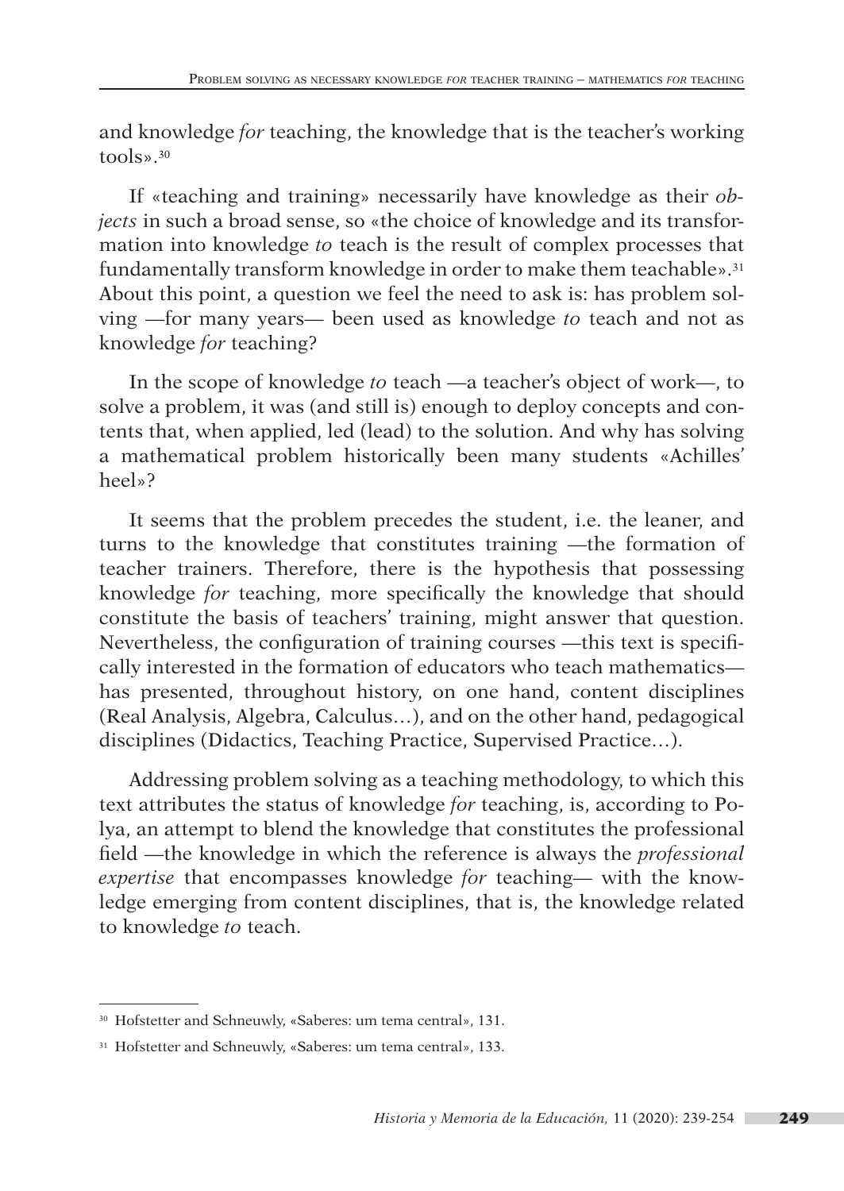and knowledge *for* teaching, the knowledge that is the teacher's working tools».[30]

If «teaching and training» necessarily have knowledge as their *objects* in such a broad sense, so «the choice of knowledge and its transformation into knowledge *to* teach is the result of complex processes that fundamentally transform knowledge in order to make them teachable».[31] About this point, a question we feel the need to ask is: has problem solving —for many years— been used as knowledge *to* teach and not as knowledge *for* teaching?

In the scope of knowledge *to* teach —a teacher's object of work—, to solve a problem, it was (and still is) enough to deploy concepts and contents that, when applied, led (lead) to the solution. And why has solving a mathematical problem historically been many students «Achilles' heel»?

It seems that the problem precedes the student, i.e. the leaner, and turns to the knowledge that constitutes training —the formation of teacher trainers. Therefore, there is the hypothesis that possessing knowledge *for* teaching, more specifically the knowledge that should constitute the basis of teachers' training, might answer that question. Nevertheless, the configuration of training courses —this text is specifically interested in the formation of educators who teach mathematics— has presented, throughout history, on one hand, content disciplines (Real Analysis, Algebra, Calculus…), and on the other hand, pedagogical disciplines (Didactics, Teaching Practice, Supervised Practice…).

Addressing problem solving as a teaching methodology, to which this text attributes the status of knowledge *for* teaching, is, according to Polya, an attempt to blend the knowledge that constitutes the professional field —the knowledge in which the reference is always the *professional expertise* that encompasses knowledge *for* teaching— with the knowledge emerging from content disciplines, that is, the knowledge related to knowledge *to* teach.

---

[30] Hofstetter and Schneuwly, «Saberes: um tema central», 131.

[31] Hofstetter and Schneuwly, «Saberes: um tema central», 133.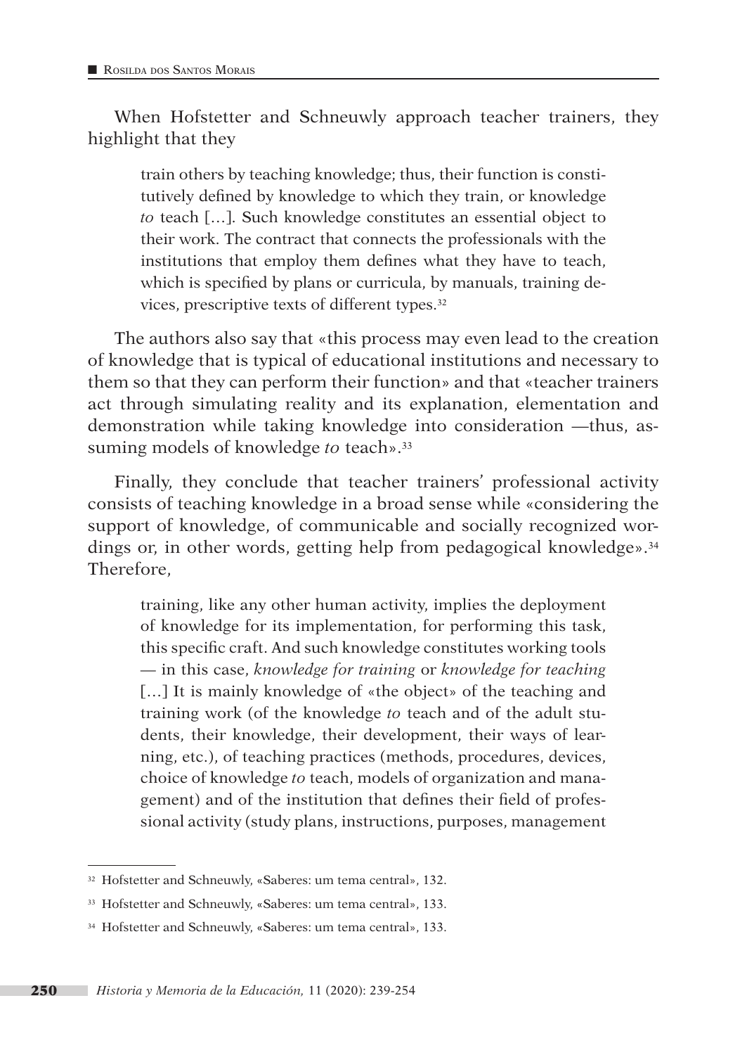When Hofstetter and Schneuwly approach teacher trainers, they highlight that they

> train others by teaching knowledge; thus, their function is constitutively defined by knowledge to which they train, or knowledge *to* teach […]. Such knowledge constitutes an essential object to their work. The contract that connects the professionals with the institutions that employ them defines what they have to teach, which is specified by plans or curricula, by manuals, training devices, prescriptive texts of different types.[32]

The authors also say that «this process may even lead to the creation of knowledge that is typical of educational institutions and necessary to them so that they can perform their function» and that «teacher trainers act through simulating reality and its explanation, elementation and demonstration while taking knowledge into consideration —thus, assuming models of knowledge *to* teach».[33]

Finally, they conclude that teacher trainers' professional activity consists of teaching knowledge in a broad sense while «considering the support of knowledge, of communicable and socially recognized wordings or, in other words, getting help from pedagogical knowledge».[34] Therefore,

> training, like any other human activity, implies the deployment of knowledge for its implementation, for performing this task, this specific craft. And such knowledge constitutes working tools — in this case, *knowledge for training* or *knowledge for teaching* […] It is mainly knowledge of «the object» of the teaching and training work (of the knowledge *to* teach and of the adult students, their knowledge, their development, their ways of learning, etc.), of teaching practices (methods, procedures, devices, choice of knowledge *to* teach, models of organization and management) and of the institution that defines their field of professional activity (study plans, instructions, purposes, management

---

[32] Hofstetter and Schneuwly, «Saberes: um tema central», 132.

[33] Hofstetter and Schneuwly, «Saberes: um tema central», 133.

[34] Hofstetter and Schneuwly, «Saberes: um tema central», 133.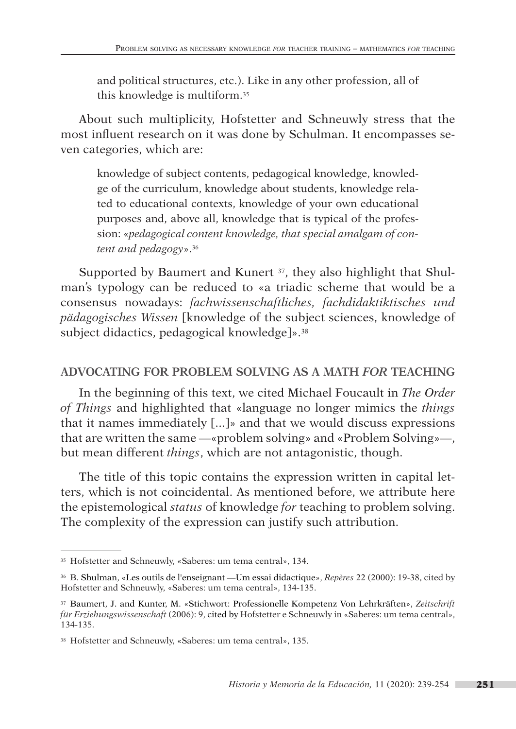and political structures, etc.). Like in any other profession, all of this knowledge is multiform.[35]

About such multiplicity, Hofstetter and Schneuwly stress that the most influent research on it was done by Schulman. It encompasses seven categories, which are:

> knowledge of subject contents, pedagogical knowledge, knowledge of the curriculum, knowledge about students, knowledge related to educational contexts, knowledge of your own educational purposes and, above all, knowledge that is typical of the profession: «*pedagogical content knowledge, that special amalgam of content and pedagogy*».[36]

Supported by Baumert and Kunert [37], they also highlight that Shulman's typology can be reduced to «a triadic scheme that would be a consensus nowadays: *fachwissenschaftliches, fachdidaktiktisches und pädagogisches Wissen* [knowledge of the subject sciences, knowledge of subject didactics, pedagogical knowledge]».[38]

## ADVOCATING FOR PROBLEM SOLVING AS A MATH *FOR* TEACHING

In the beginning of this text, we cited Michael Foucault in *The Order of Things* and highlighted that «language no longer mimics the *things* that it names immediately [...]» and that we would discuss expressions that are written the same —«problem solving» and «Problem Solving»—, but mean different *things*, which are not antagonistic, though.

The title of this topic contains the expression written in capital letters, which is not coincidental. As mentioned before, we attribute here the epistemological *status* of knowledge *for* teaching to problem solving. The complexity of the expression can justify such attribution.

---

[35] Hofstetter and Schneuwly, «Saberes: um tema central», 134.

[36] B. Shulman, «Les outils de l'enseignant —Um essai didactique», *Repères* 22 (2000): 19-38, cited by Hofstetter and Schneuwly, «Saberes: um tema central», 134-135.

[37] Baumert, J. and Kunter, M. «Stichwort: Professionelle Kompetenz Von Lehrkräften», *Zeitschrift für Erziehungswissenschaft* (2006): 9, cited by Hofstetter e Schneuwly in «Saberes: um tema central», 134-135.

[38] Hofstetter and Schneuwly, «Saberes: um tema central», 135.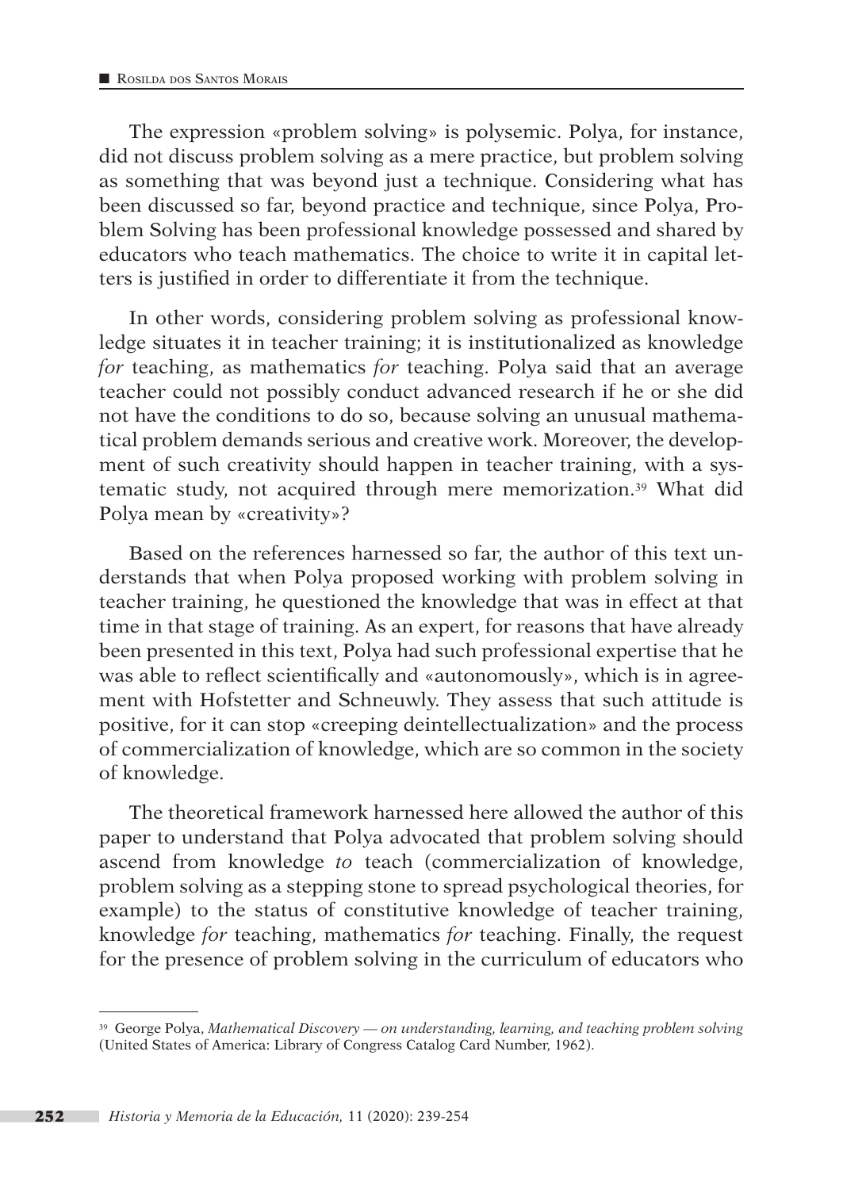The expression «problem solving» is polysemic. Polya, for instance, did not discuss problem solving as a mere practice, but problem solving as something that was beyond just a technique. Considering what has been discussed so far, beyond practice and technique, since Polya, Problem Solving has been professional knowledge possessed and shared by educators who teach mathematics. The choice to write it in capital letters is justified in order to differentiate it from the technique.

In other words, considering problem solving as professional knowledge situates it in teacher training; it is institutionalized as knowledge *for* teaching, as mathematics *for* teaching. Polya said that an average teacher could not possibly conduct advanced research if he or she did not have the conditions to do so, because solving an unusual mathematical problem demands serious and creative work. Moreover, the development of such creativity should happen in teacher training, with a systematic study, not acquired through mere memorization.[39] What did Polya mean by «creativity»?

Based on the references harnessed so far, the author of this text understands that when Polya proposed working with problem solving in teacher training, he questioned the knowledge that was in effect at that time in that stage of training. As an expert, for reasons that have already been presented in this text, Polya had such professional expertise that he was able to reflect scientifically and «autonomously», which is in agreement with Hofstetter and Schneuwly. They assess that such attitude is positive, for it can stop «creeping deintellectualization» and the process of commercialization of knowledge, which are so common in the society of knowledge.

The theoretical framework harnessed here allowed the author of this paper to understand that Polya advocated that problem solving should ascend from knowledge *to* teach (commercialization of knowledge, problem solving as a stepping stone to spread psychological theories, for example) to the status of constitutive knowledge of teacher training, knowledge *for* teaching, mathematics *for* teaching. Finally, the request for the presence of problem solving in the curriculum of educators who

---

[39] George Polya, *Mathematical Discovery — on understanding, learning, and teaching problem solving* (United States of America: Library of Congress Catalog Card Number, 1962).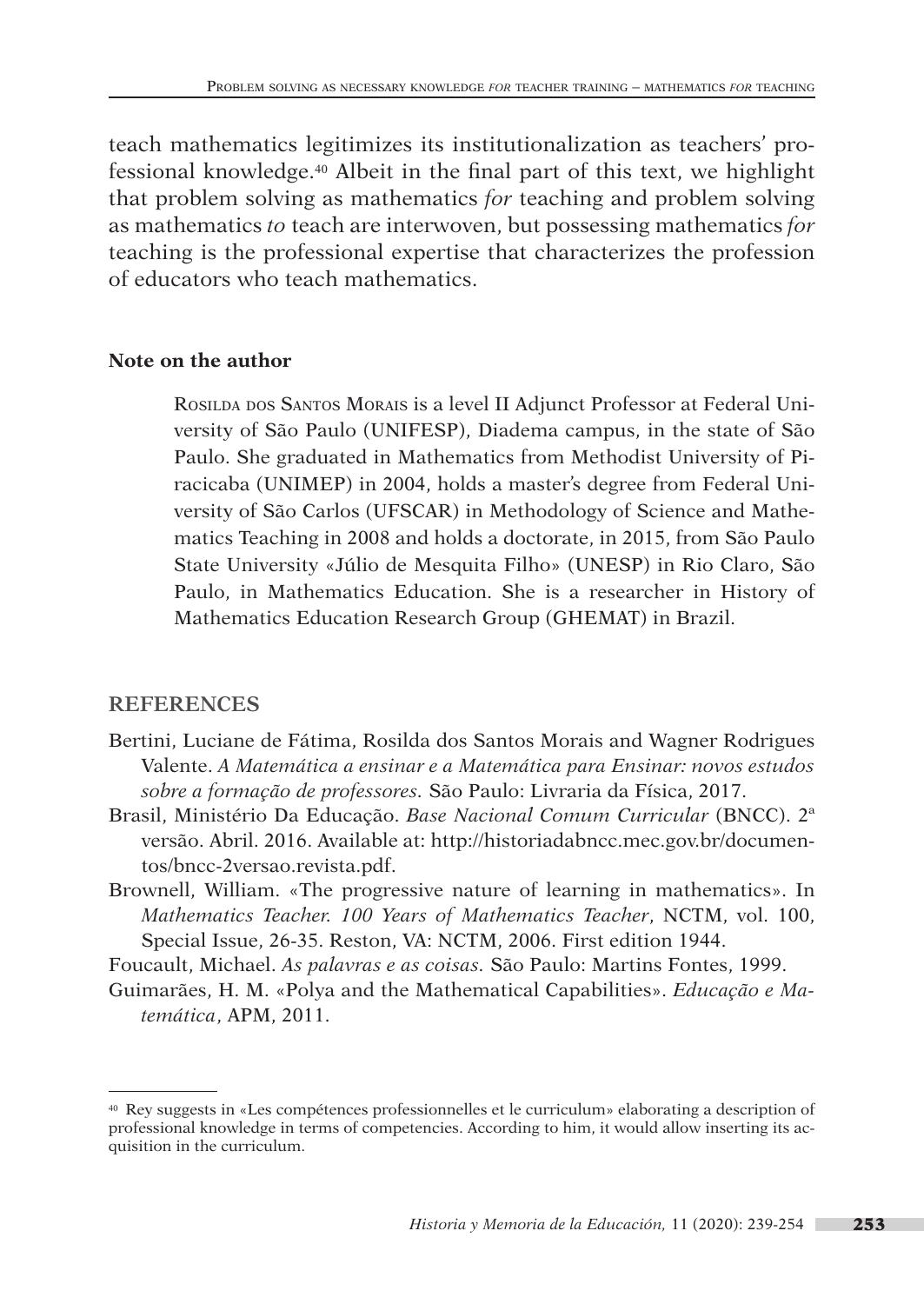teach mathematics legitimizes its institutionalization as teachers' professional knowledge.[40] Albeit in the final part of this text, we highlight that problem solving as mathematics *for* teaching and problem solving as mathematics *to* teach are interwoven, but possessing mathematics *for* teaching is the professional expertise that characterizes the profession of educators who teach mathematics.

**Note on the author**

Rosilda dos Santos Morais is a level II Adjunct Professor at Federal University of São Paulo (UNIFESP), Diadema campus, in the state of São Paulo. She graduated in Mathematics from Methodist University of Piracicaba (UNIMEP) in 2004, holds a master's degree from Federal University of São Carlos (UFSCAR) in Methodology of Science and Mathematics Teaching in 2008 and holds a doctorate, in 2015, from São Paulo State University «Júlio de Mesquita Filho» (UNESP) in Rio Claro, São Paulo, in Mathematics Education. She is a researcher in History of Mathematics Education Research Group (GHEMAT) in Brazil.

## REFERENCES

Bertini, Luciane de Fátima, Rosilda dos Santos Morais and Wagner Rodrigues Valente. *A Matemática a ensinar e a Matemática para Ensinar: novos estudos sobre a formação de professores.* São Paulo: Livraria da Física, 2017.

Brasil, Ministério Da Educação. *Base Nacional Comum Curricular* (BNCC). 2ª versão. Abril. 2016. Available at: http://historiadabncc.mec.gov.br/documentos/bncc-2versao.revista.pdf.

Brownell, William. «The progressive nature of learning in mathematics». In *Mathematics Teacher. 100 Years of Mathematics Teacher*, NCTM, vol. 100, Special Issue, 26-35. Reston, VA: NCTM, 2006. First edition 1944.

Foucault, Michael. *As palavras e as coisas.* São Paulo: Martins Fontes, 1999.

Guimarães, H. M. «Polya and the Mathematical Capabilities». *Educação e Matemática*, APM, 2011.

---

[40] Rey suggests in «Les compétences professionnelles et le curriculum» elaborating a description of professional knowledge in terms of competencies. According to him, it would allow inserting its acquisition in the curriculum.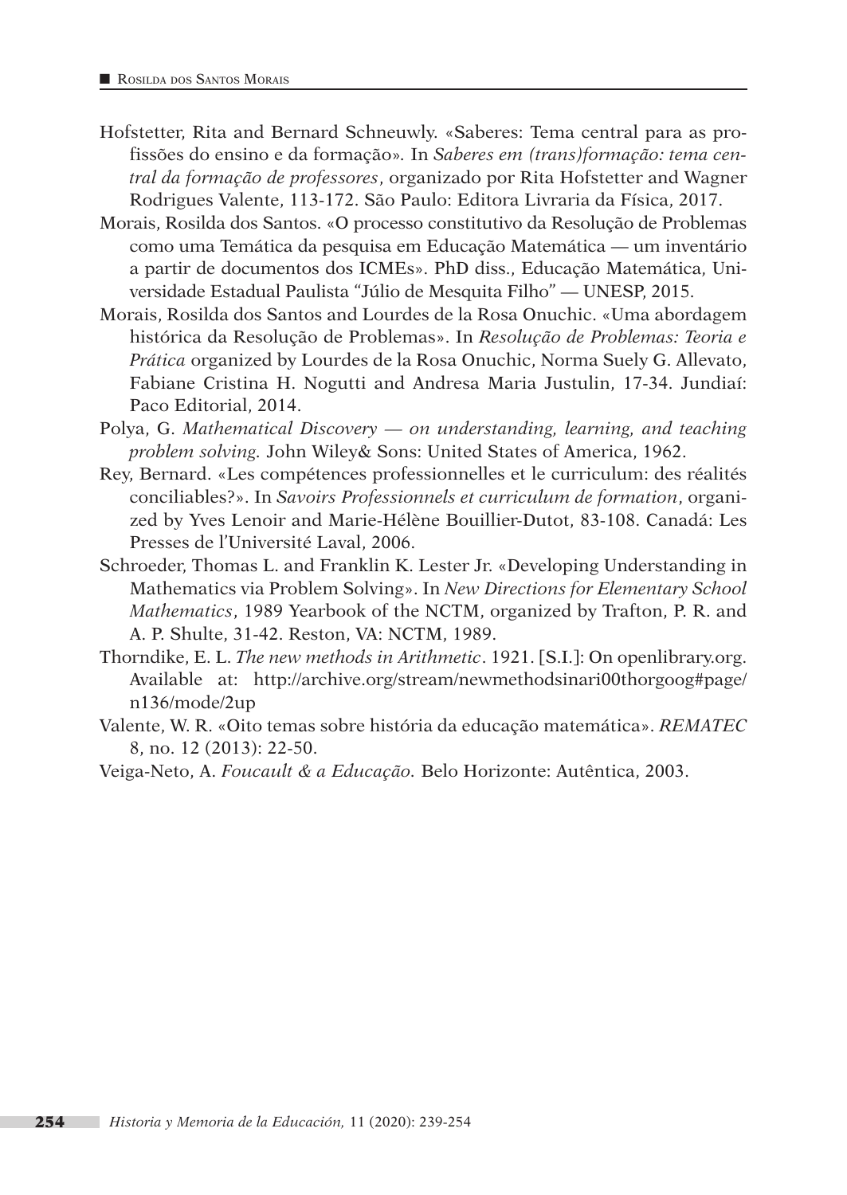Hofstetter, Rita and Bernard Schneuwly. «Saberes: Tema central para as profissões do ensino e da formação». In *Saberes em (trans)formação: tema central da formação de professores*, organizado por Rita Hofstetter and Wagner Rodrigues Valente, 113-172. São Paulo: Editora Livraria da Física, 2017.

Morais, Rosilda dos Santos. «O processo constitutivo da Resolução de Problemas como uma Temática da pesquisa em Educação Matemática — um inventário a partir de documentos dos ICMEs». PhD diss., Educação Matemática, Universidade Estadual Paulista "Júlio de Mesquita Filho" — UNESP, 2015.

Morais, Rosilda dos Santos and Lourdes de la Rosa Onuchic. «Uma abordagem histórica da Resolução de Problemas». In *Resolução de Problemas: Teoria e Prática* organized by Lourdes de la Rosa Onuchic, Norma Suely G. Allevato, Fabiane Cristina H. Nogutti and Andresa Maria Justulin, 17-34. Jundiaí: Paco Editorial, 2014.

Polya, G. *Mathematical Discovery — on understanding, learning, and teaching problem solving.* John Wiley& Sons: United States of America, 1962.

Rey, Bernard. «Les compétences professionnelles et le curriculum: des réalités conciliables?». In *Savoirs Professionnels et curriculum de formation*, organized by Yves Lenoir and Marie-Hélène Bouillier-Dutot, 83-108. Canadá: Les Presses de l'Université Laval, 2006.

Schroeder, Thomas L. and Franklin K. Lester Jr. «Developing Understanding in Mathematics via Problem Solving». In *New Directions for Elementary School Mathematics*, 1989 Yearbook of the NCTM, organized by Trafton, P. R. and A. P. Shulte, 31-42. Reston, VA: NCTM, 1989.

Thorndike, E. L. *The new methods in Arithmetic*. 1921. [S.I.]: On openlibrary.org. Available at: http://archive.org/stream/newmethodsinari00thorgoog#page/n136/mode/2up

Valente, W. R. «Oito temas sobre história da educação matemática». *REMATEC* 8, no. 12 (2013): 22-50.

Veiga-Neto, A. *Foucault & a Educação.* Belo Horizonte: Autêntica, 2003.